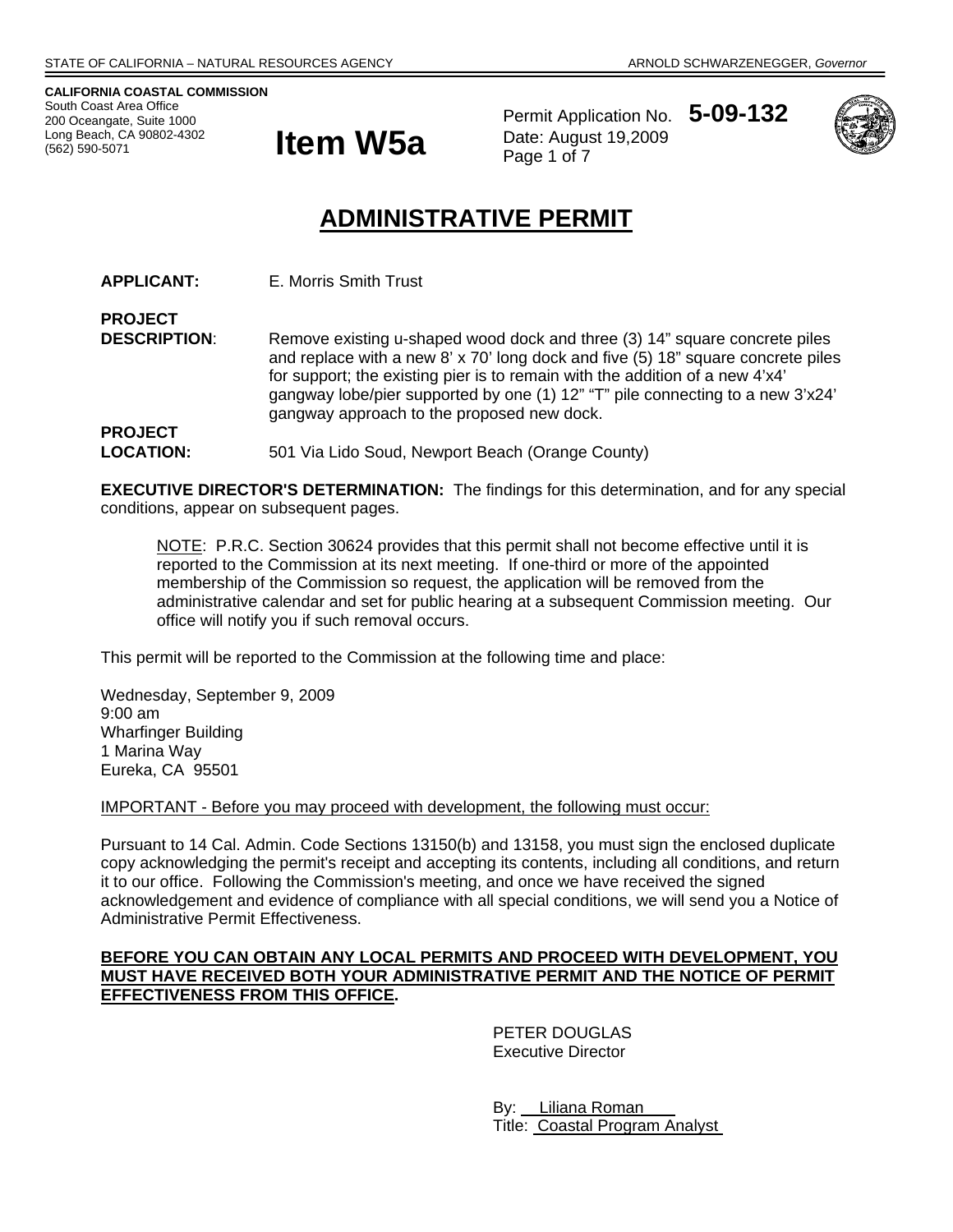STATE OF CALIFORNIA – NATURAL RESOURCES AGENCY ARNOLD SCHWARZENEGGER, *Governor*

**CALIFORNIA COASTAL COMMISSION**
South Coast Area Office
200 Oceangate, Suite 1000
Long Beach, CA 90802-4302
(562) 590-5071

# Item W5a

Permit Application No. **5-09-132**
Date: August 19,2009

# ADMINISTRATIVE PERMIT

**APPLICANT:** E. Morris Smith Trust

**PROJECT DESCRIPTION**: Remove existing u-shaped wood dock and three (3) 14" square concrete piles and replace with a new 8' x 70' long dock and five (5) 18" square concrete piles for support; the existing pier is to remain with the addition of a new 4'x4' gangway lobe/pier supported by one (1) 12" "T" pile connecting to a new 3'x24' gangway approach to the proposed new dock.

**PROJECT LOCATION:** 501 Via Lido Soud, Newport Beach (Orange County)

**EXECUTIVE DIRECTOR'S DETERMINATION:** The findings for this determination, and for any special conditions, appear on subsequent pages.

> NOTE: P.R.C. Section 30624 provides that this permit shall not become effective until it is reported to the Commission at its next meeting. If one-third or more of the appointed membership of the Commission so request, the application will be removed from the administrative calendar and set for public hearing at a subsequent Commission meeting. Our office will notify you if such removal occurs.

This permit will be reported to the Commission at the following time and place:

Wednesday, September 9, 2009
9:00 am
Wharfinger Building
1 Marina Way
Eureka, CA 95501

IMPORTANT - Before you may proceed with development, the following must occur:

Pursuant to 14 Cal. Admin. Code Sections 13150(b) and 13158, you must sign the enclosed duplicate copy acknowledging the permit's receipt and accepting its contents, including all conditions, and return it to our office. Following the Commission's meeting, and once we have received the signed acknowledgement and evidence of compliance with all special conditions, we will send you a Notice of Administrative Permit Effectiveness.

**BEFORE YOU CAN OBTAIN ANY LOCAL PERMITS AND PROCEED WITH DEVELOPMENT, YOU MUST HAVE RECEIVED BOTH YOUR ADMINISTRATIVE PERMIT AND THE NOTICE OF PERMIT EFFECTIVENESS FROM THIS OFFICE.**

PETER DOUGLAS
Executive Director

By: Liliana Roman
Title: Coastal Program Analyst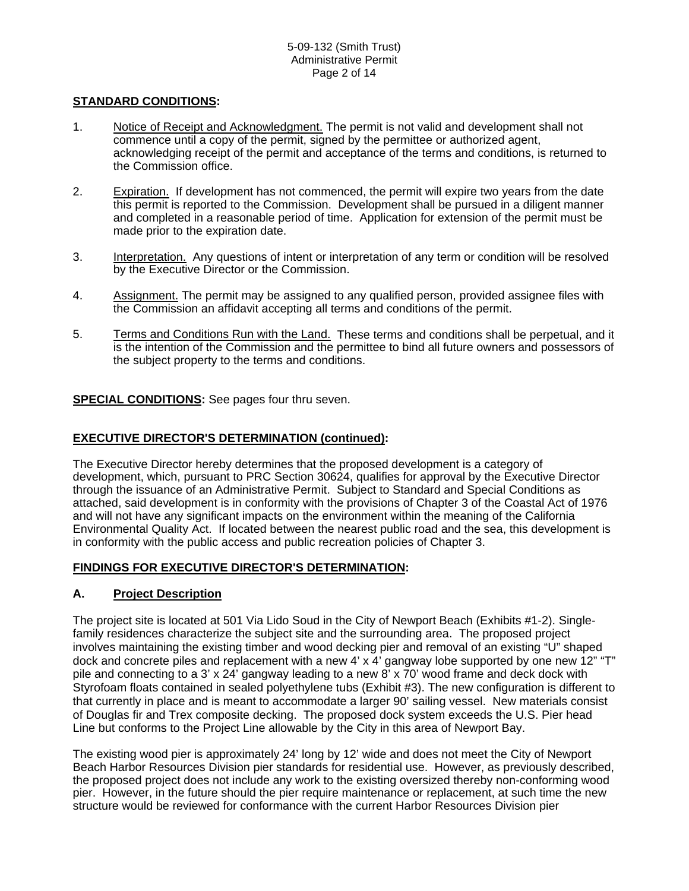**STANDARD CONDITIONS:**

1. Notice of Receipt and Acknowledgment. The permit is not valid and development shall not commence until a copy of the permit, signed by the permittee or authorized agent, acknowledging receipt of the permit and acceptance of the terms and conditions, is returned to the Commission office.

2. Expiration. If development has not commenced, the permit will expire two years from the date this permit is reported to the Commission. Development shall be pursued in a diligent manner and completed in a reasonable period of time. Application for extension of the permit must be made prior to the expiration date.

3. Interpretation. Any questions of intent or interpretation of any term or condition will be resolved by the Executive Director or the Commission.

4. Assignment. The permit may be assigned to any qualified person, provided assignee files with the Commission an affidavit accepting all terms and conditions of the permit.

5. Terms and Conditions Run with the Land. These terms and conditions shall be perpetual, and it is the intention of the Commission and the permittee to bind all future owners and possessors of the subject property to the terms and conditions.

**SPECIAL CONDITIONS:** See pages four thru seven.

**EXECUTIVE DIRECTOR'S DETERMINATION (continued):**

The Executive Director hereby determines that the proposed development is a category of development, which, pursuant to PRC Section 30624, qualifies for approval by the Executive Director through the issuance of an Administrative Permit. Subject to Standard and Special Conditions as attached, said development is in conformity with the provisions of Chapter 3 of the Coastal Act of 1976 and will not have any significant impacts on the environment within the meaning of the California Environmental Quality Act. If located between the nearest public road and the sea, this development is in conformity with the public access and public recreation policies of Chapter 3.

**FINDINGS FOR EXECUTIVE DIRECTOR'S DETERMINATION:**

**A. Project Description**

The project site is located at 501 Via Lido Soud in the City of Newport Beach (Exhibits #1-2). Single-family residences characterize the subject site and the surrounding area. The proposed project involves maintaining the existing timber and wood decking pier and removal of an existing "U" shaped dock and concrete piles and replacement with a new 4' x 4' gangway lobe supported by one new 12" "T" pile and connecting to a 3' x 24' gangway leading to a new 8' x 70' wood frame and deck dock with Styrofoam floats contained in sealed polyethylene tubs (Exhibit #3). The new configuration is different to that currently in place and is meant to accommodate a larger 90' sailing vessel. New materials consist of Douglas fir and Trex composite decking. The proposed dock system exceeds the U.S. Pier head Line but conforms to the Project Line allowable by the City in this area of Newport Bay.

The existing wood pier is approximately 24' long by 12' wide and does not meet the City of Newport Beach Harbor Resources Division pier standards for residential use. However, as previously described, the proposed project does not include any work to the existing oversized thereby non-conforming wood pier. However, in the future should the pier require maintenance or replacement, at such time the new structure would be reviewed for conformance with the current Harbor Resources Division pier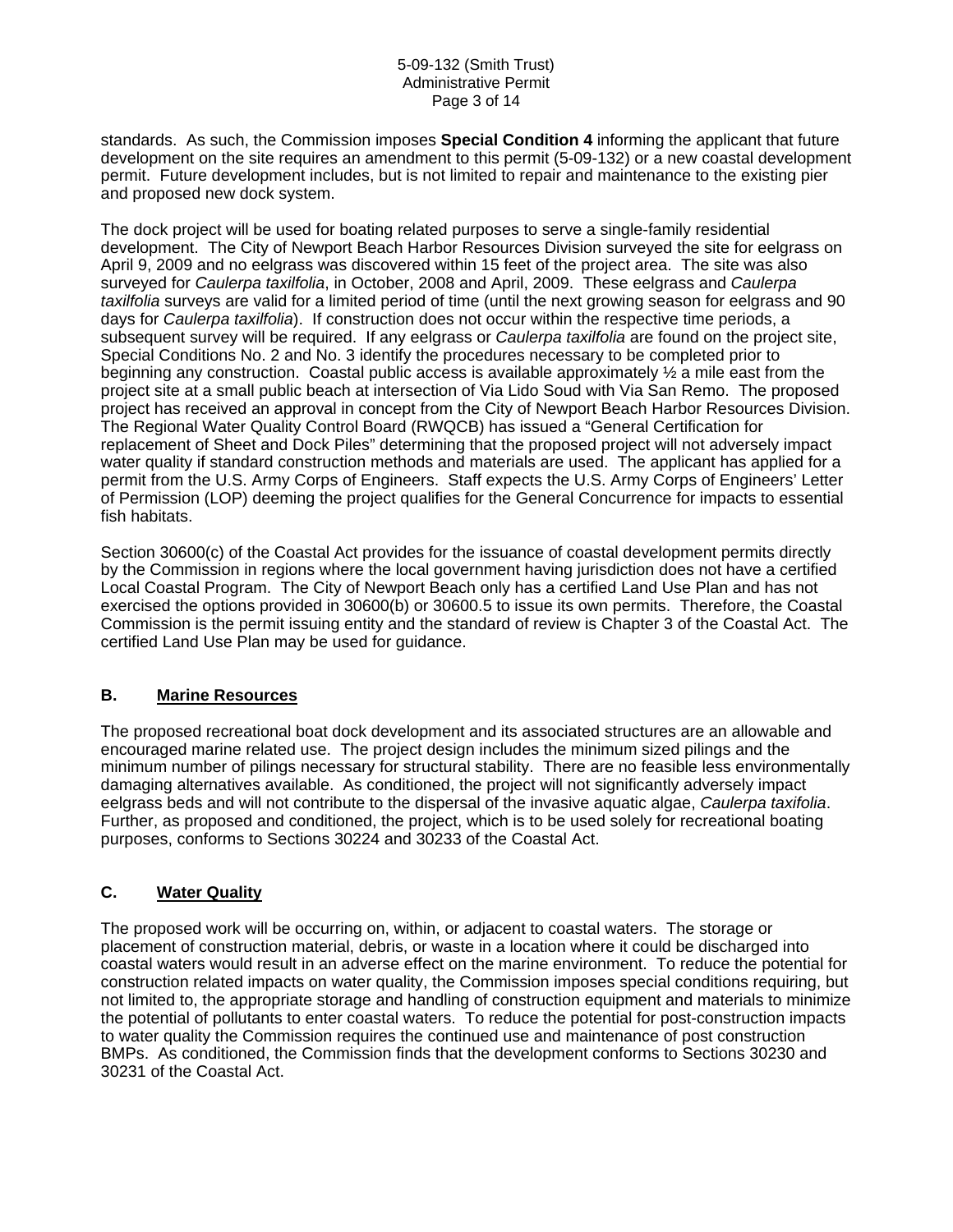standards. As such, the Commission imposes **Special Condition 4** informing the applicant that future development on the site requires an amendment to this permit (5-09-132) or a new coastal development permit. Future development includes, but is not limited to repair and maintenance to the existing pier and proposed new dock system.

The dock project will be used for boating related purposes to serve a single-family residential development. The City of Newport Beach Harbor Resources Division surveyed the site for eelgrass on April 9, 2009 and no eelgrass was discovered within 15 feet of the project area. The site was also surveyed for *Caulerpa taxilfolia*, in October, 2008 and April, 2009. These eelgrass and *Caulerpa taxilfolia* surveys are valid for a limited period of time (until the next growing season for eelgrass and 90 days for *Caulerpa taxilfolia*). If construction does not occur within the respective time periods, a subsequent survey will be required. If any eelgrass or *Caulerpa taxilfolia* are found on the project site, Special Conditions No. 2 and No. 3 identify the procedures necessary to be completed prior to beginning any construction. Coastal public access is available approximately ½ a mile east from the project site at a small public beach at intersection of Via Lido Soud with Via San Remo. The proposed project has received an approval in concept from the City of Newport Beach Harbor Resources Division. The Regional Water Quality Control Board (RWQCB) has issued a "General Certification for replacement of Sheet and Dock Piles" determining that the proposed project will not adversely impact water quality if standard construction methods and materials are used. The applicant has applied for a permit from the U.S. Army Corps of Engineers. Staff expects the U.S. Army Corps of Engineers' Letter of Permission (LOP) deeming the project qualifies for the General Concurrence for impacts to essential fish habitats.

Section 30600(c) of the Coastal Act provides for the issuance of coastal development permits directly by the Commission in regions where the local government having jurisdiction does not have a certified Local Coastal Program. The City of Newport Beach only has a certified Land Use Plan and has not exercised the options provided in 30600(b) or 30600.5 to issue its own permits. Therefore, the Coastal Commission is the permit issuing entity and the standard of review is Chapter 3 of the Coastal Act. The certified Land Use Plan may be used for guidance.

## B. Marine Resources

The proposed recreational boat dock development and its associated structures are an allowable and encouraged marine related use. The project design includes the minimum sized pilings and the minimum number of pilings necessary for structural stability. There are no feasible less environmentally damaging alternatives available. As conditioned, the project will not significantly adversely impact eelgrass beds and will not contribute to the dispersal of the invasive aquatic algae, *Caulerpa taxifolia*. Further, as proposed and conditioned, the project, which is to be used solely for recreational boating purposes, conforms to Sections 30224 and 30233 of the Coastal Act.

## C. Water Quality

The proposed work will be occurring on, within, or adjacent to coastal waters. The storage or placement of construction material, debris, or waste in a location where it could be discharged into coastal waters would result in an adverse effect on the marine environment. To reduce the potential for construction related impacts on water quality, the Commission imposes special conditions requiring, but not limited to, the appropriate storage and handling of construction equipment and materials to minimize the potential of pollutants to enter coastal waters. To reduce the potential for post-construction impacts to water quality the Commission requires the continued use and maintenance of post construction BMPs. As conditioned, the Commission finds that the development conforms to Sections 30230 and 30231 of the Coastal Act.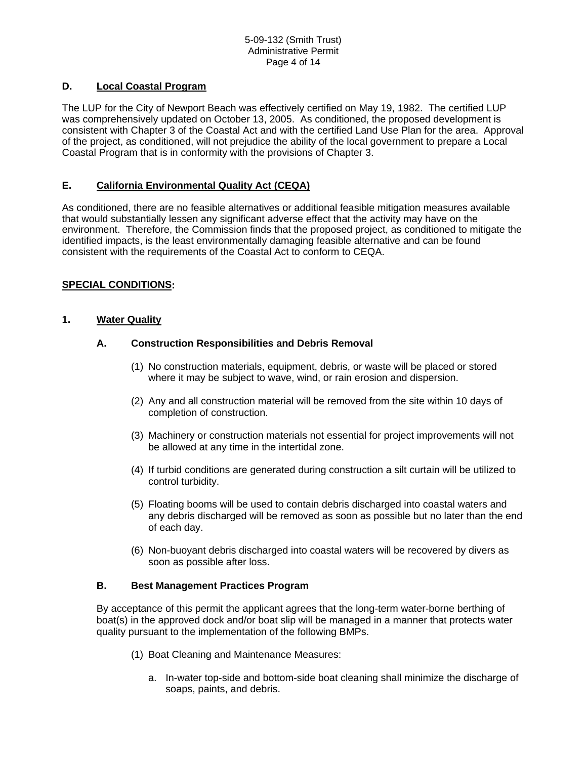### D. Local Coastal Program

The LUP for the City of Newport Beach was effectively certified on May 19, 1982. The certified LUP was comprehensively updated on October 13, 2005. As conditioned, the proposed development is consistent with Chapter 3 of the Coastal Act and with the certified Land Use Plan for the area. Approval of the project, as conditioned, will not prejudice the ability of the local government to prepare a Local Coastal Program that is in conformity with the provisions of Chapter 3.

### E. California Environmental Quality Act (CEQA)

As conditioned, there are no feasible alternatives or additional feasible mitigation measures available that would substantially lessen any significant adverse effect that the activity may have on the environment. Therefore, the Commission finds that the proposed project, as conditioned to mitigate the identified impacts, is the least environmentally damaging feasible alternative and can be found consistent with the requirements of the Coastal Act to conform to CEQA.

## SPECIAL CONDITIONS:

### 1. Water Quality

#### A. Construction Responsibilities and Debris Removal

(1) No construction materials, equipment, debris, or waste will be placed or stored where it may be subject to wave, wind, or rain erosion and dispersion.

(2) Any and all construction material will be removed from the site within 10 days of completion of construction.

(3) Machinery or construction materials not essential for project improvements will not be allowed at any time in the intertidal zone.

(4) If turbid conditions are generated during construction a silt curtain will be utilized to control turbidity.

(5) Floating booms will be used to contain debris discharged into coastal waters and any debris discharged will be removed as soon as possible but no later than the end of each day.

(6) Non-buoyant debris discharged into coastal waters will be recovered by divers as soon as possible after loss.

#### B. Best Management Practices Program

By acceptance of this permit the applicant agrees that the long-term water-borne berthing of boat(s) in the approved dock and/or boat slip will be managed in a manner that protects water quality pursuant to the implementation of the following BMPs.

(1) Boat Cleaning and Maintenance Measures:

a. In-water top-side and bottom-side boat cleaning shall minimize the discharge of soaps, paints, and debris.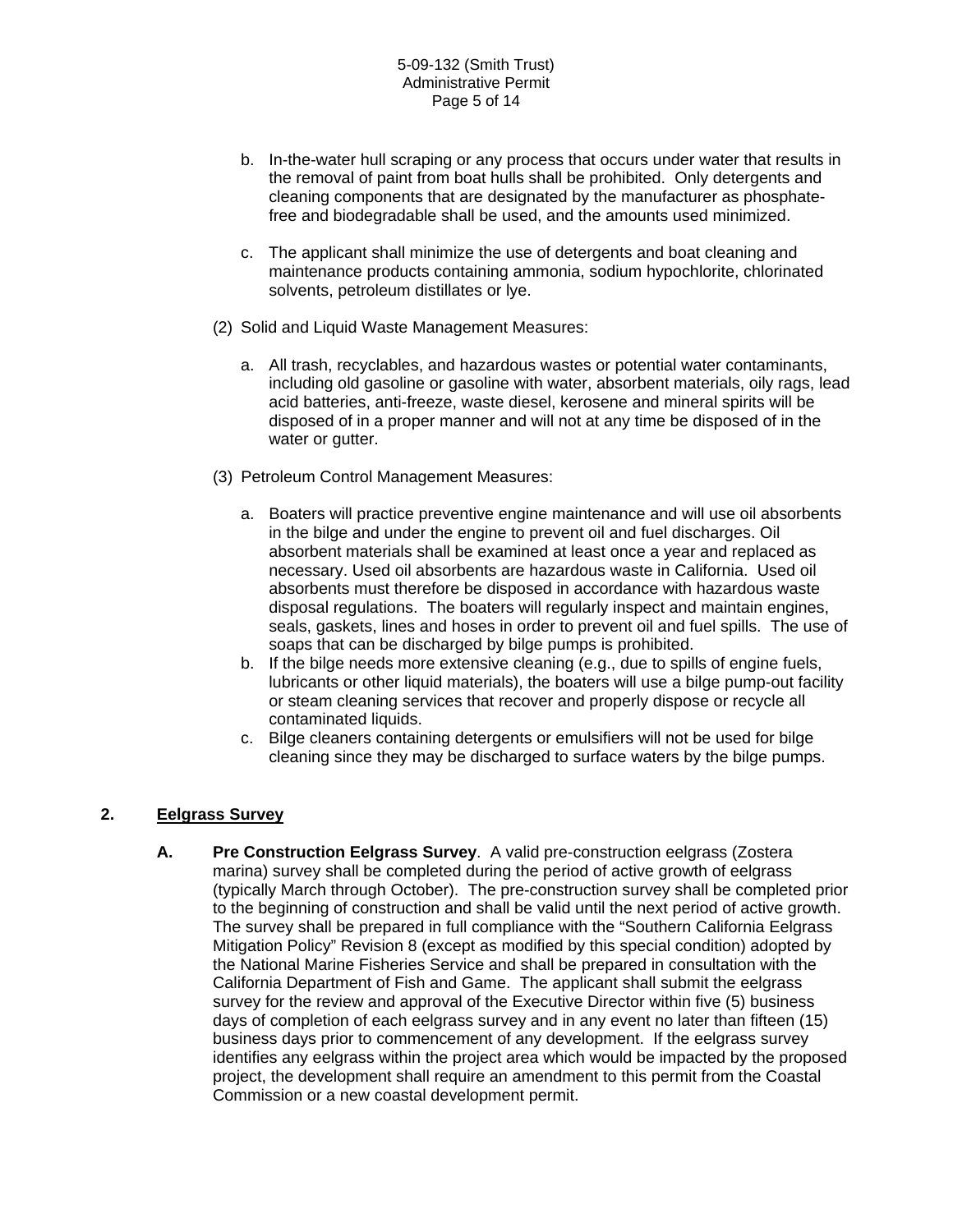b. In-the-water hull scraping or any process that occurs under water that results in the removal of paint from boat hulls shall be prohibited. Only detergents and cleaning components that are designated by the manufacturer as phosphate-free and biodegradable shall be used, and the amounts used minimized.

c. The applicant shall minimize the use of detergents and boat cleaning and maintenance products containing ammonia, sodium hypochlorite, chlorinated solvents, petroleum distillates or lye.

(2) Solid and Liquid Waste Management Measures:

a. All trash, recyclables, and hazardous wastes or potential water contaminants, including old gasoline or gasoline with water, absorbent materials, oily rags, lead acid batteries, anti-freeze, waste diesel, kerosene and mineral spirits will be disposed of in a proper manner and will not at any time be disposed of in the water or gutter.

(3) Petroleum Control Management Measures:

a. Boaters will practice preventive engine maintenance and will use oil absorbents in the bilge and under the engine to prevent oil and fuel discharges. Oil absorbent materials shall be examined at least once a year and replaced as necessary. Used oil absorbents are hazardous waste in California. Used oil absorbents must therefore be disposed in accordance with hazardous waste disposal regulations. The boaters will regularly inspect and maintain engines, seals, gaskets, lines and hoses in order to prevent oil and fuel spills. The use of soaps that can be discharged by bilge pumps is prohibited.
b. If the bilge needs more extensive cleaning (e.g., due to spills of engine fuels, lubricants or other liquid materials), the boaters will use a bilge pump-out facility or steam cleaning services that recover and properly dispose or recycle all contaminated liquids.
c. Bilge cleaners containing detergents or emulsifiers will not be used for bilge cleaning since they may be discharged to surface waters by the bilge pumps.

## 2. Eelgrass Survey

**A. Pre Construction Eelgrass Survey**. A valid pre-construction eelgrass (Zostera marina) survey shall be completed during the period of active growth of eelgrass (typically March through October). The pre-construction survey shall be completed prior to the beginning of construction and shall be valid until the next period of active growth. The survey shall be prepared in full compliance with the "Southern California Eelgrass Mitigation Policy" Revision 8 (except as modified by this special condition) adopted by the National Marine Fisheries Service and shall be prepared in consultation with the California Department of Fish and Game. The applicant shall submit the eelgrass survey for the review and approval of the Executive Director within five (5) business days of completion of each eelgrass survey and in any event no later than fifteen (15) business days prior to commencement of any development. If the eelgrass survey identifies any eelgrass within the project area which would be impacted by the proposed project, the development shall require an amendment to this permit from the Coastal Commission or a new coastal development permit.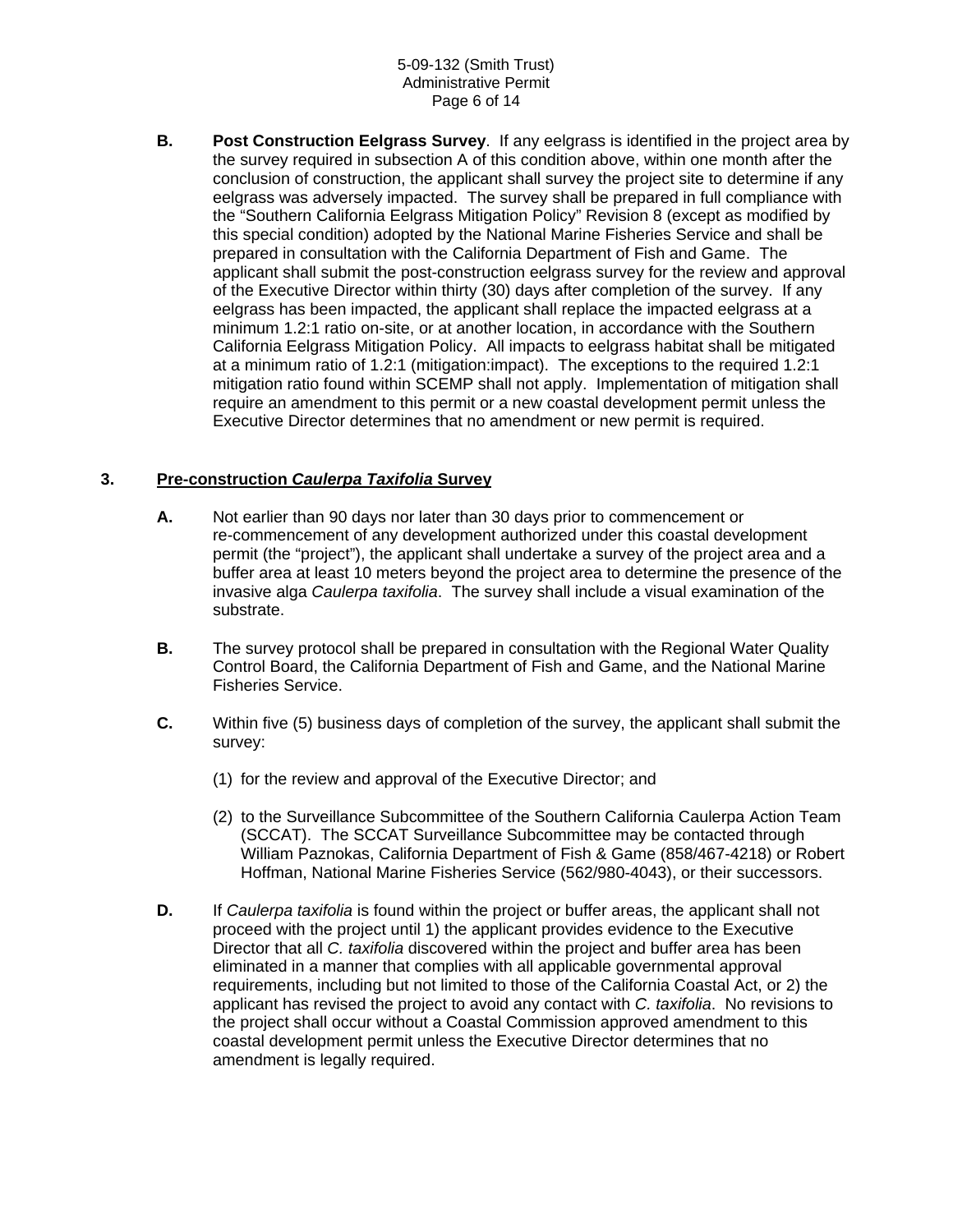**B. Post Construction Eelgrass Survey**. If any eelgrass is identified in the project area by the survey required in subsection A of this condition above, within one month after the conclusion of construction, the applicant shall survey the project site to determine if any eelgrass was adversely impacted. The survey shall be prepared in full compliance with the "Southern California Eelgrass Mitigation Policy" Revision 8 (except as modified by this special condition) adopted by the National Marine Fisheries Service and shall be prepared in consultation with the California Department of Fish and Game. The applicant shall submit the post-construction eelgrass survey for the review and approval of the Executive Director within thirty (30) days after completion of the survey. If any eelgrass has been impacted, the applicant shall replace the impacted eelgrass at a minimum 1.2:1 ratio on-site, or at another location, in accordance with the Southern California Eelgrass Mitigation Policy. All impacts to eelgrass habitat shall be mitigated at a minimum ratio of 1.2:1 (mitigation:impact). The exceptions to the required 1.2:1 mitigation ratio found within SCEMP shall not apply. Implementation of mitigation shall require an amendment to this permit or a new coastal development permit unless the Executive Director determines that no amendment or new permit is required.

### 3. Pre-construction *Caulerpa Taxifolia* Survey

**A.** Not earlier than 90 days nor later than 30 days prior to commencement or re-commencement of any development authorized under this coastal development permit (the "project"), the applicant shall undertake a survey of the project area and a buffer area at least 10 meters beyond the project area to determine the presence of the invasive alga *Caulerpa taxifolia*. The survey shall include a visual examination of the substrate.

**B.** The survey protocol shall be prepared in consultation with the Regional Water Quality Control Board, the California Department of Fish and Game, and the National Marine Fisheries Service.

**C.** Within five (5) business days of completion of the survey, the applicant shall submit the survey:

(1) for the review and approval of the Executive Director; and

(2) to the Surveillance Subcommittee of the Southern California Caulerpa Action Team (SCCAT). The SCCAT Surveillance Subcommittee may be contacted through William Paznokas, California Department of Fish & Game (858/467-4218) or Robert Hoffman, National Marine Fisheries Service (562/980-4043), or their successors.

**D.** If *Caulerpa taxifolia* is found within the project or buffer areas, the applicant shall not proceed with the project until 1) the applicant provides evidence to the Executive Director that all *C. taxifolia* discovered within the project and buffer area has been eliminated in a manner that complies with all applicable governmental approval requirements, including but not limited to those of the California Coastal Act, or 2) the applicant has revised the project to avoid any contact with *C. taxifolia*. No revisions to the project shall occur without a Coastal Commission approved amendment to this coastal development permit unless the Executive Director determines that no amendment is legally required.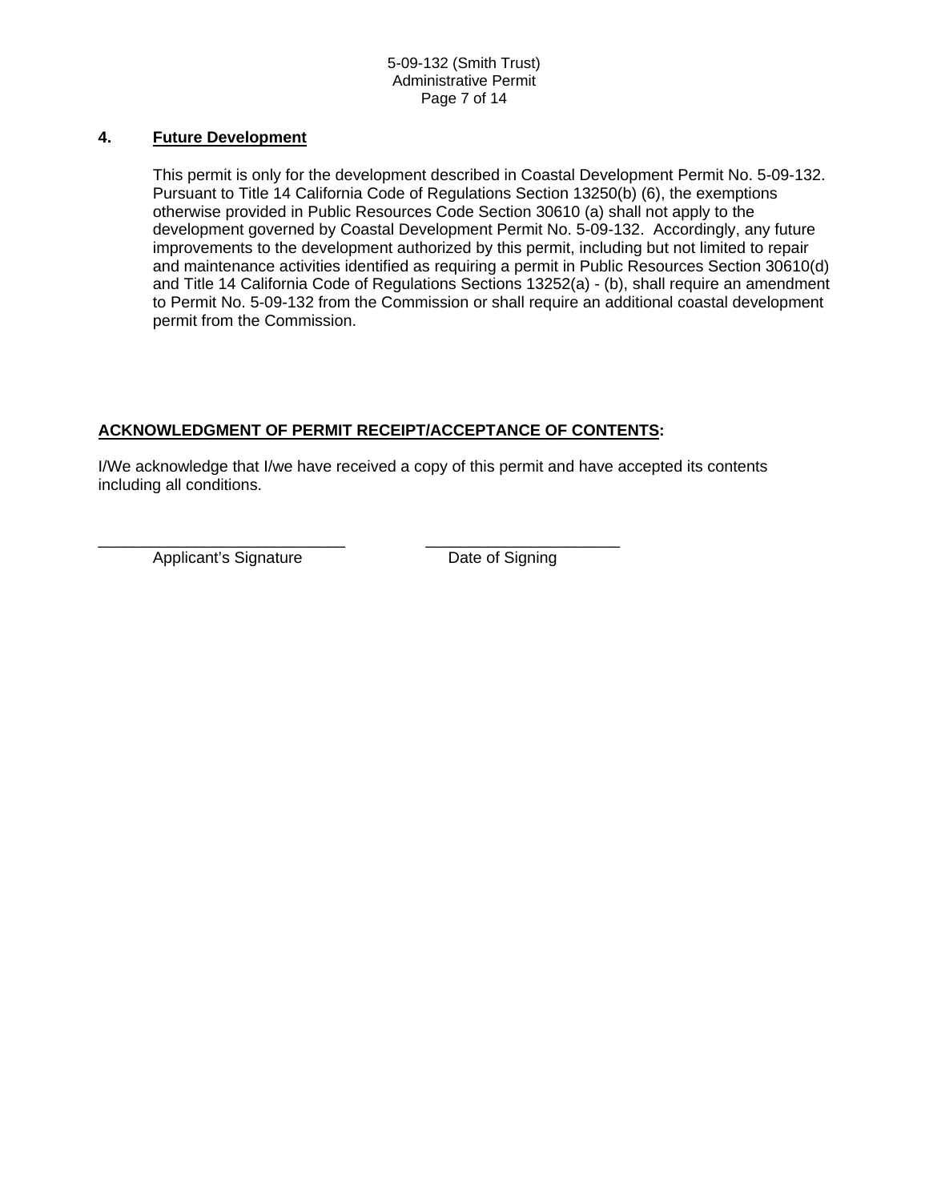**4. Future Development**

This permit is only for the development described in Coastal Development Permit No. 5-09-132. Pursuant to Title 14 California Code of Regulations Section 13250(b) (6), the exemptions otherwise provided in Public Resources Code Section 30610 (a) shall not apply to the development governed by Coastal Development Permit No. 5-09-132. Accordingly, any future improvements to the development authorized by this permit, including but not limited to repair and maintenance activities identified as requiring a permit in Public Resources Section 30610(d) and Title 14 California Code of Regulations Sections 13252(a) - (b), shall require an amendment to Permit No. 5-09-132 from the Commission or shall require an additional coastal development permit from the Commission.

**ACKNOWLEDGMENT OF PERMIT RECEIPT/ACCEPTANCE OF CONTENTS:**

I/We acknowledge that I/we have received a copy of this permit and have accepted its contents including all conditions.

\_\_\_\_\_\_\_\_\_\_\_\_\_\_\_\_\_\_\_\_\_\_\_\_\_\_\_\_ \_\_\_\_\_\_\_\_\_\_\_\_\_\_\_\_\_\_\_\_\_\_

Applicant's Signature Date of Signing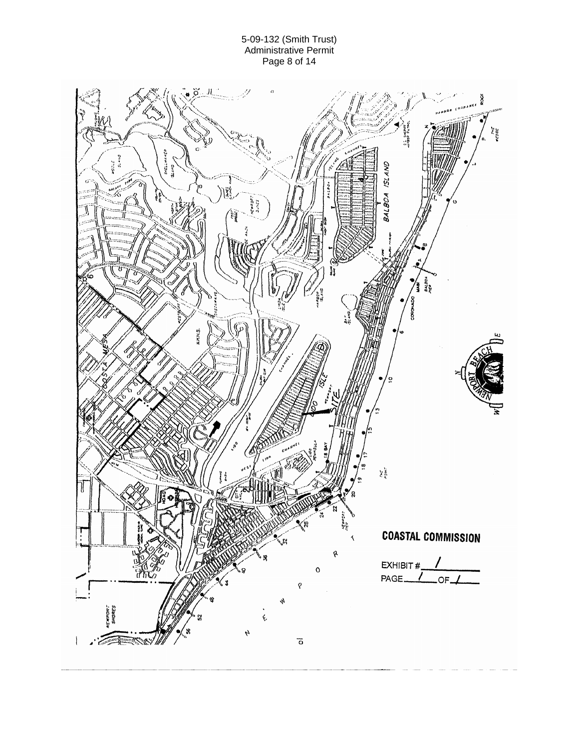COASTAL COMMISSION

EXHIBIT # 1

PAGE 1 OF 1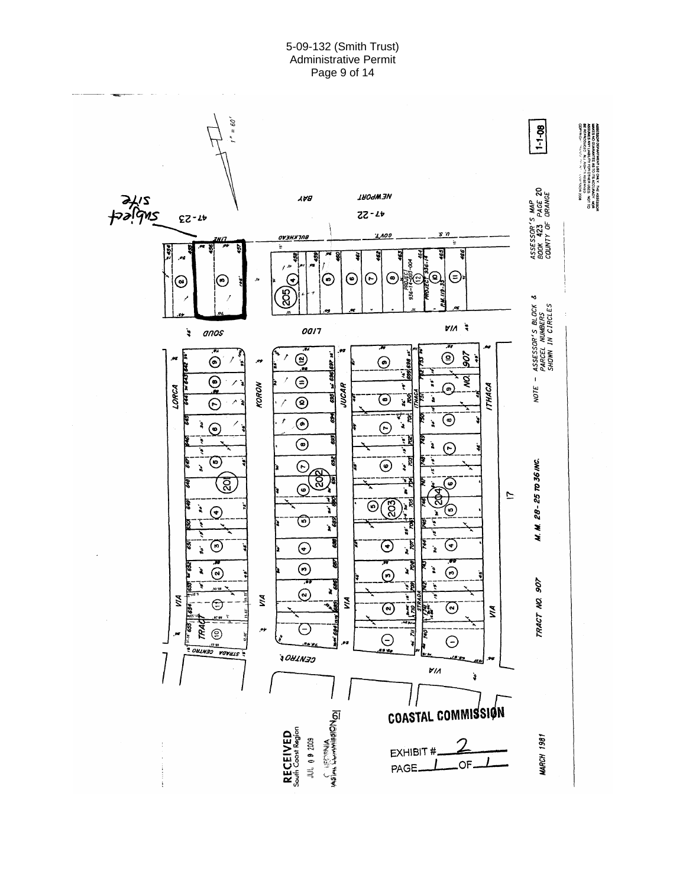ASSESSOR'S MAP
BOOK 423 PAGE 20
COUNTY OF ORANGE

NOTE – ASSESSOR'S BLOCK & PARCEL NUMBERS SHOWN IN CIRCLES

TRACT NO. 907 M. M. 28-25 TO 36 INC.

MARCH 1981

1-1-08

1" = 60'

subject site

NEWPORT BAY

VIA LIDO SOUD

VIA LORCA

VIA KORON

VIA JUCAR

VIA ITHACA

VIA CENTRO

STRADA CENTRO

TRACT NO. 907

RECEIVED
South Coast Region

JUL 09 2009

CALIFORNIA
COASTAL COMMISSION

COASTAL COMMISSION

EXHIBIT # 2

PAGE 1 OF 1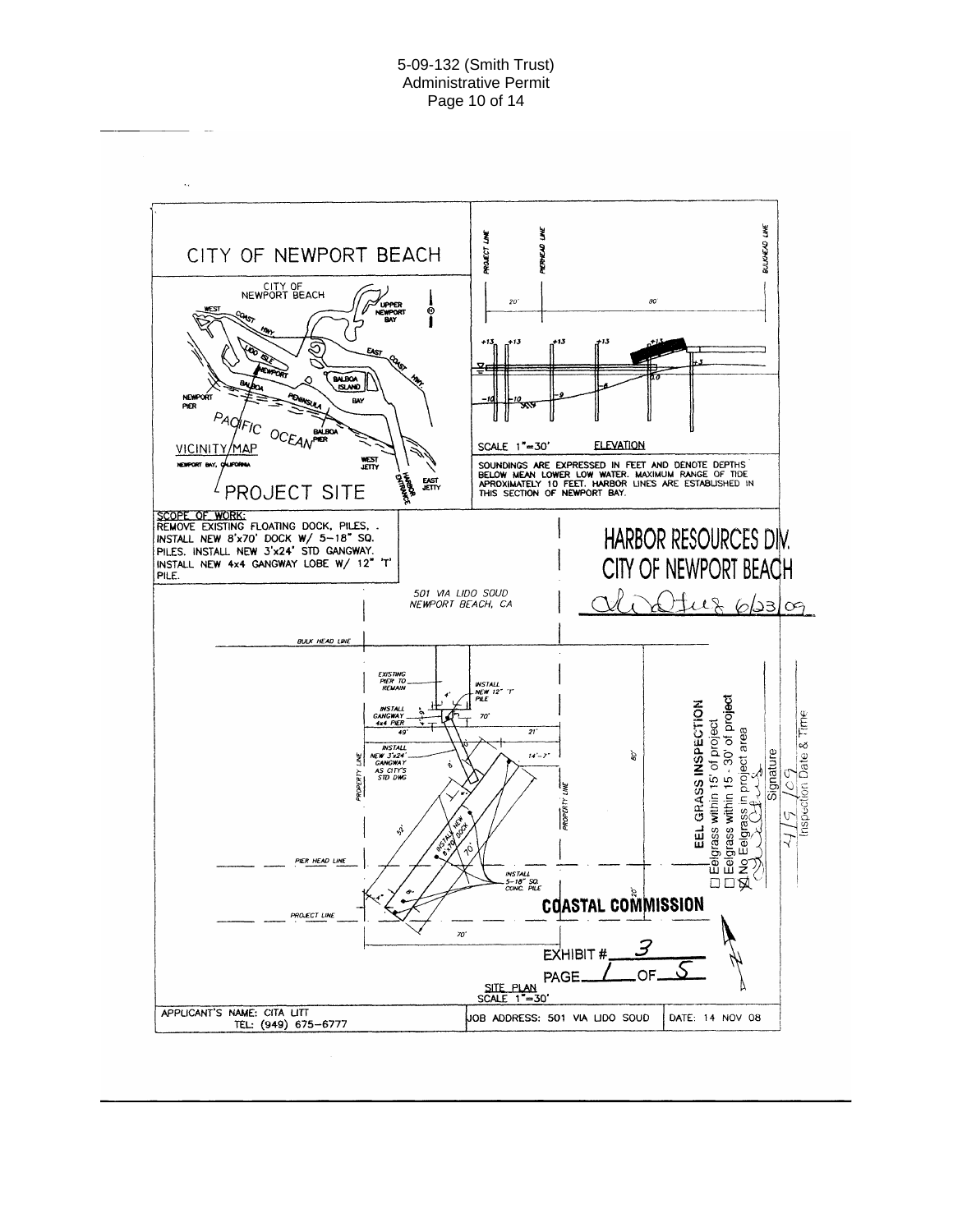CITY OF NEWPORT BEACH

CITY OF NEWPORT BEACH

VICINITY MAP

NEWPORT BAY, CALIFORNIA

PROJECT SITE

SCALE 1"=30' ELEVATION

SOUNDINGS ARE EXPRESSED IN FEET AND DENOTE DEPTHS BELOW MEAN LOWER LOW WATER. MAXIMUM RANGE OF TIDE APROXIMATELY 10 FEET. HARBOR LINES ARE ESTABLISHED IN THIS SECTION OF NEWPORT BAY.

SCOPE OF WORK:
REMOVE EXISTING FLOATING DOCK, PILES.
INSTALL NEW 8'x70' DOCK W/ 5–18" SQ. PILES. INSTALL NEW 3'x24' STD GANGWAY. INSTALL NEW 4x4 GANGWAY LOBE W/ 12" 'T' PILE.

501 VIA LIDO SOUD
NEWPORT BEACH, CA

HARBOR RESOURCES DIV.
CITY OF NEWPORT BEACH
6/23/09

EEL GRASS INSPECTION
☐ Eelgrass within 15' of project
☐ Eelgrass within 15 - 30' of project
☒ No Eelgrass in project area
Signature
4/9/09
Inspection Date & Time

COASTAL COMMISSION

EXHIBIT # 3
PAGE 1 OF 5

SITE PLAN
SCALE 1"=30'

| APPLICANT'S NAME: CITA LITT<br>TEL: (949) 675-6777 | JOB ADDRESS: 501 VIA LIDO SOUD | DATE: 14 NOV 08 |
|---|---|---|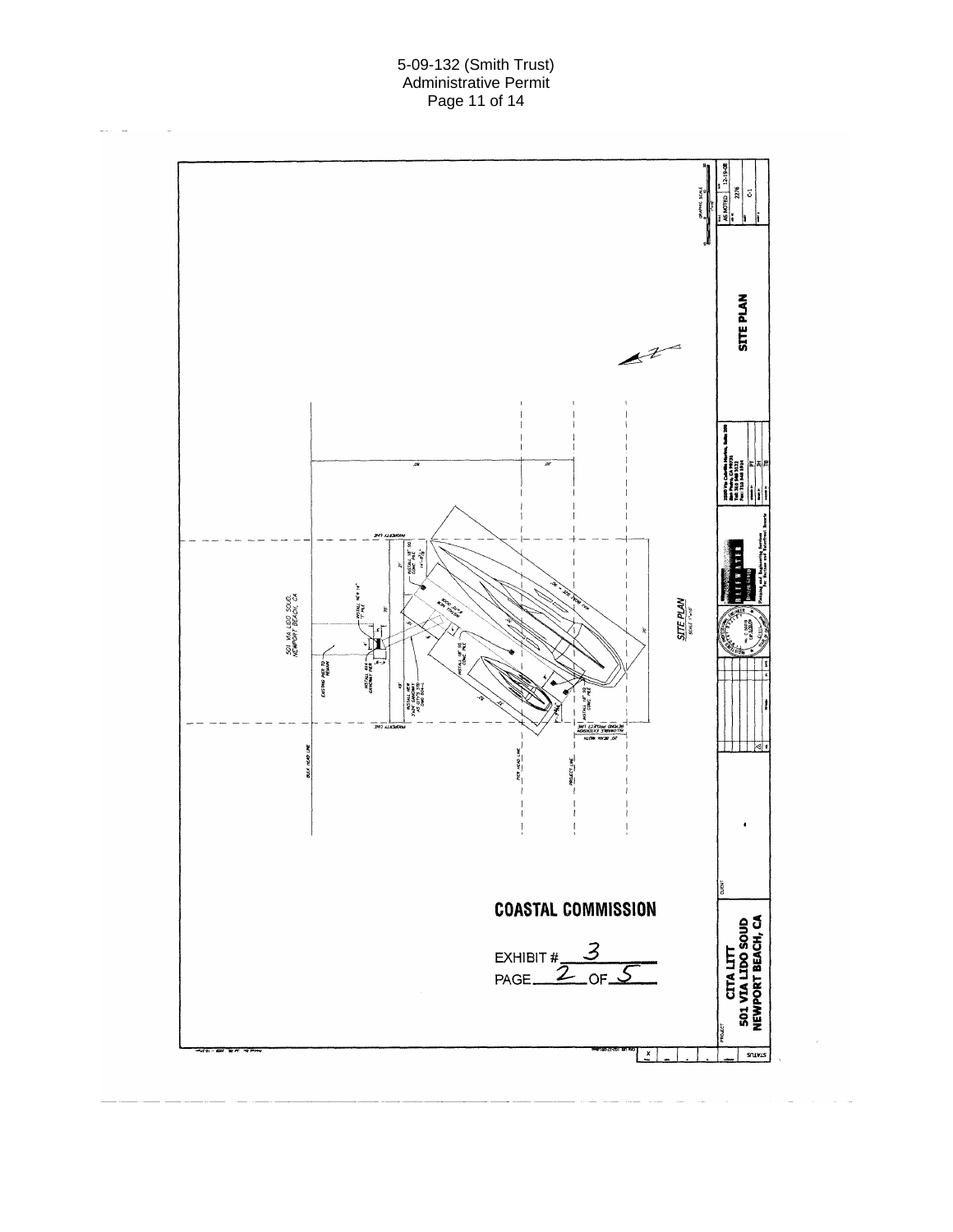501 VIA LIDO SOUD, NEWPORT BEACH, CA

EXISTING PIER TO REMAIN

INSTALL NEW 14" 'T' PILE

INSTALL NEW GANGWAY PIER

INSTALL NEW 3'x24' GANGWAY AS CITY'S STD DWG 604-L

PROPERTY LINE

INSTALL 16" SQ. CONC. PILE

INSTALL 16" SQ. CONC. PILE

INSTALL 16" SQ. CONC. PILE

BULK HEAD LINE

PIER HEAD LINE

PROJECT LINE

20' MAX ALLOWABLE EXTENSION BEYOND PROJECT LINE

SITE PLAN
SCALE 1"=10'

SITE PLAN

AS NOTED | 12-19-08

2276

C1

DEEPWATER

CITA LITT
501 VIA LIDO SOUD
NEWPORT BEACH, CA

COASTAL COMMISSION

EXHIBIT # 3
PAGE 2 OF 5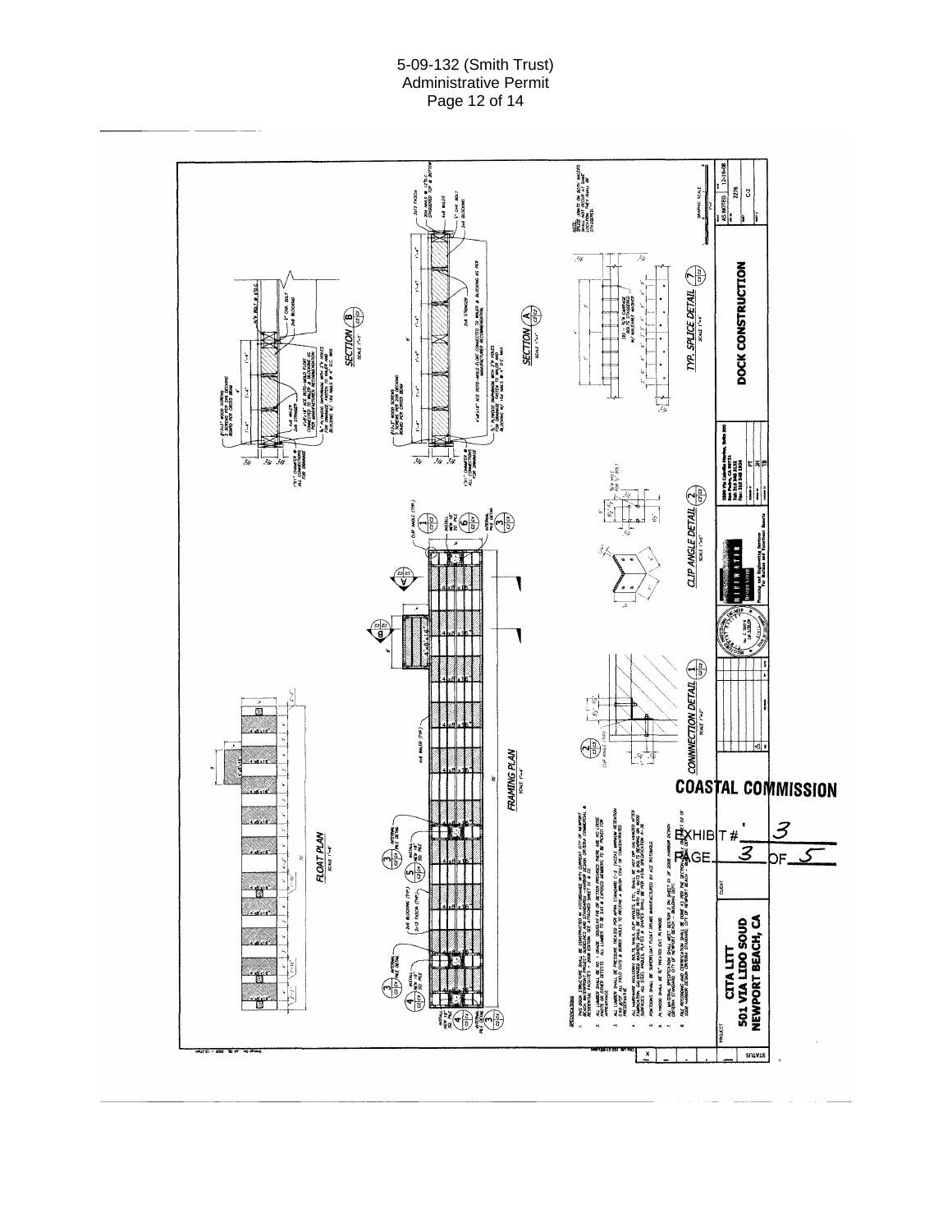5-09-132 (Smith Trust)
Administrative Permit

DOCK CONSTRUCTION

CITA LITT
501 VIA LIDO SOUD
NEWPORT BEACH, CA

FLOAT PLAN
SCALE 1"=4'

FRAMING PLAN
SCALE 1"=4'

SECTION A
SCALE 1"=1'

SECTION B
SCALE 1"=1'

CONNECTION DETAIL 1
SCALE 1"=2'

CLIP ANGLE DETAIL 2
SCALE 1"=1'

TYP. SPLICE DETAIL 7
SCALE 1"=4'

SPECIFICATIONS

1. THIS DOCK STRUCTURE SHALL BE CONSTRUCTED IN ACCORDANCE WITH CURRENT CITY OF NEWPORT BEACH WATERFRONT PROJECT GUIDELINES AND STANDARDS, HARBOR DESIGN CRITERIA COMMERCIAL & RESIDENTIAL FACILITIES – 2008 EDITION. SEE ATTACHED SHEET S1 & S2.
2. ALL LUMBER SHALL BE No. 1 GRADE DOUGLAS FIR OR BETTER. EXPOSED FACES ARE NO LOOSE KNOTS OR OTHER DEFECTS. ALL LUMBER TO BE S4S & EXPOSED MEMBERS TO BE PICKED FOR APPEARANCE.
3. ALL LUMBER SHALL BE PRESSURE TREATED PER AWPA STANDARD C-2 (ACZA) MINIMUM RETENTION 0.60 #/CF. ALL FIELD CUTS & BORED HOLES TO RECEIVE A BRUSH COAT OF CONCENTRATED PRESERVATIVE.
4. ALL HARDWARE INCLUDING BOLTS, NAILS, CLIP ANGLES ETC. SHALL BE HOT DIPPED GALVANIZED AFTER FABRICATION. GALVANIZED WASHERS SHALL BE USED WITH ALL NUTS & BOLTS BEARING ON WOOD SURFACES. ALL STEEL PARTS PER ASTM A-36.
5. PONTOONS SHALL BE SUPERFLOAT FLOAT DRUMS MANUFACTURED BY ACE ROTOMOLD.
6. PLYWOOD SHALL BE 3/4" TREATED EXT. PLYWOOD.
7. ALL MATERIAL SPECIFICATION SHALL MEET SECTION 3 ON SHEET S1 OF 2008 HARBOR DESIGN CRITERIA STANDARD, CITY OF NEWPORT BEACH.
8. PILE RECORDING AND CERTIFICATION SHALL BE DONE AS PER THE SECTION 5 ON SHEET S2 OF 2008 HARBOR DESIGN CRITERIA STANDARD, CITY OF NEWPORT BEACH.

NOTE: SPLICE JOINTS ON BOTH WALERS SHALL NOT OCCUR AT SAME LOCATION. THEY SHALL BE STAGGERED.

COASTAL COMMISSION

EXHIBIT # 3

PAGE 3 OF 5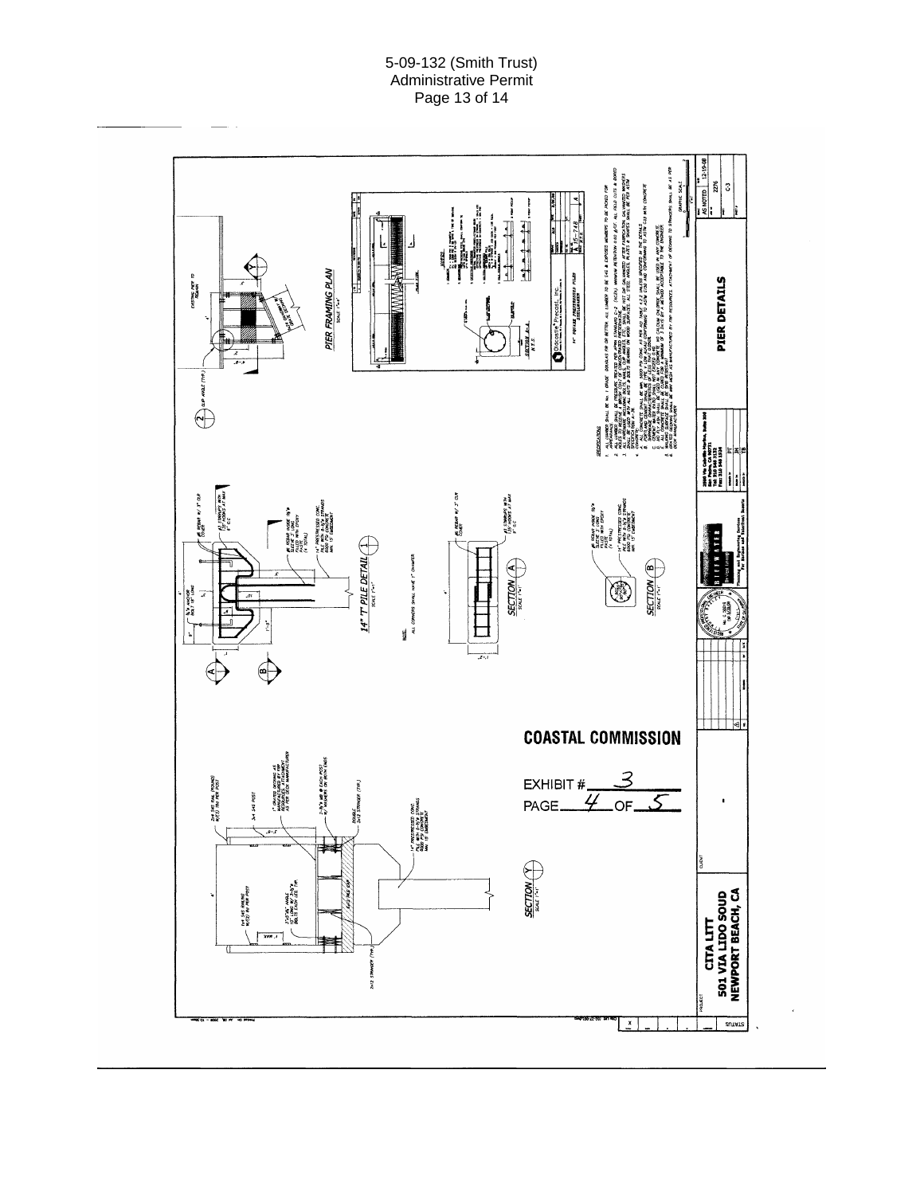COASTAL COMMISSION

EXHIBIT # 3

PAGE 4 OF 5

PIER FRAMING PLAN

SCALE: 1"=1'

14" 'T' PILE DETAIL

SCALE: 1"=1'

NOTE:

ALL CORNERS SHALL HAVE 1" CHAMFER

SECTION A

SCALE: 1"=1'

SECTION B

SCALE: 1"=1'

SECTION Y

SCALE: 1"=1'

SPECIFICATIONS

PIER DETAILS

AS NOTED

12-19-08

2276

C3

PROJECT

CITA LITT

501 VIA LIDO SOUD

NEWPORT BEACH, CA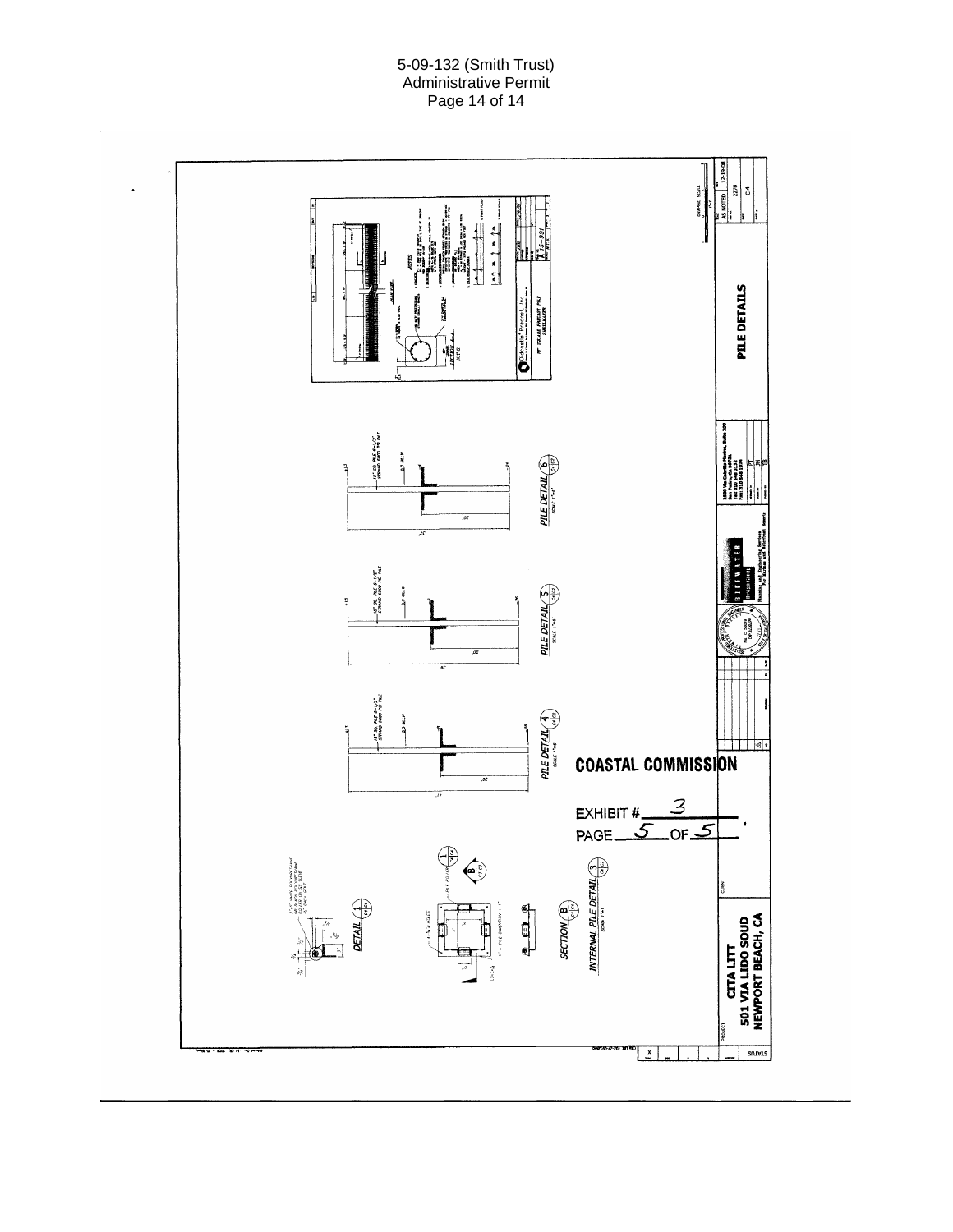COASTAL COMMISSION

EXHIBIT # 3

PAGE 5 OF 5

PILE DETAILS

PILE DETAIL 4
SCALE 1"=4'

PILE DETAIL 5
SCALE 1"=4'

PILE DETAIL 6
SCALE 1"=4'

DETAIL 1

SECTION B

INTERNAL PILE DETAIL 3
SCALE 1"=1'

Oldcastle Precast, Inc.

16" SQUARE PRECAST PILE

SECTION A-A
N.T.S.

CITA LITT
501 VIA LIDO SOUD
NEWPORT BEACH, CA

AS NOTED | 12-19-08

2276

C4